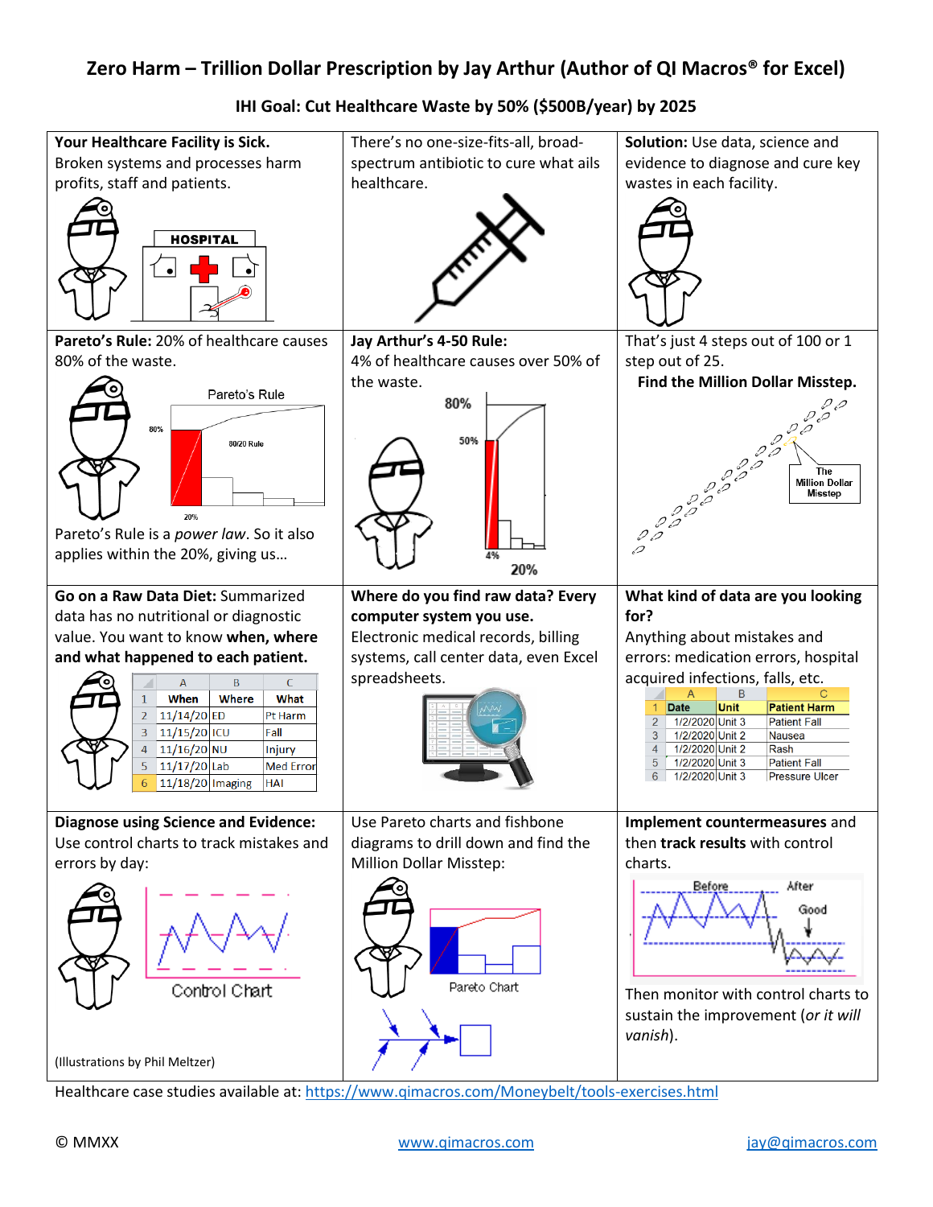# Zero Harm – Trillion Dollar Prescription by Jay Arthur (Author of QI Macros® for Excel)

**IHI Goal: Cut Healthcare Waste by 50% ($500B/year) by 2025**

**Your Healthcare Facility is Sick.** Broken systems and processes harm profits, staff and patients.

There's no one-size-fits-all, broad-spectrum antibiotic to cure what ails healthcare.

**Solution:** Use data, science and evidence to diagnose and cure key wastes in each facility.

**Pareto's Rule:** 20% of healthcare causes 80% of the waste.

Pareto's Rule is a *power law*. So it also applies within the 20%, giving us…

**Jay Arthur's 4-50 Rule:** 4% of healthcare causes over 50% of the waste.

That's just 4 steps out of 100 or 1 step out of 25.

**Find the Million Dollar Misstep.**

**Go on a Raw Data Diet:** Summarized data has no nutritional or diagnostic value. You want to know **when, where and what happened to each patient.**

| | A | B | C |
|---|---|---|---|
| 1 | When | Where | What |
| 2 | 11/14/20 | ED | Pt Harm |
| 3 | 11/15/20 | ICU | Fall |
| 4 | 11/16/20 | NU | Injury |
| 5 | 11/17/20 | Lab | Med Error |
| 6 | 11/18/20 | Imaging | HAI |

**Where do you find raw data? Every computer system you use.** Electronic medical records, billing systems, call center data, even Excel spreadsheets.

**What kind of data are you looking for?** Anything about mistakes and errors: medication errors, hospital acquired infections, falls, etc.

| | A | B | C |
|---|---|---|---|
| 1 | Date | Unit | Patient Harm |
| 2 | 1/2/2020 | Unit 3 | Patient Fall |
| 3 | 1/2/2020 | Unit 2 | Nausea |
| 4 | 1/2/2020 | Unit 2 | Rash |
| 5 | 1/2/2020 | Unit 3 | Patient Fall |
| 6 | 1/2/2020 | Unit 3 | Pressure Ulcer |

**Diagnose using Science and Evidence:** Use control charts to track mistakes and errors by day:

(Illustrations by Phil Meltzer)

Use Pareto charts and fishbone diagrams to drill down and find the Million Dollar Misstep:

**Implement countermeasures** and then **track results** with control charts.

Then monitor with control charts to sustain the improvement (*or it will vanish*).

Healthcare case studies available at: https://www.qimacros.com/Moneybelt/tools-exercises.html

© MMXX www.qimacros.com jay@qimacros.com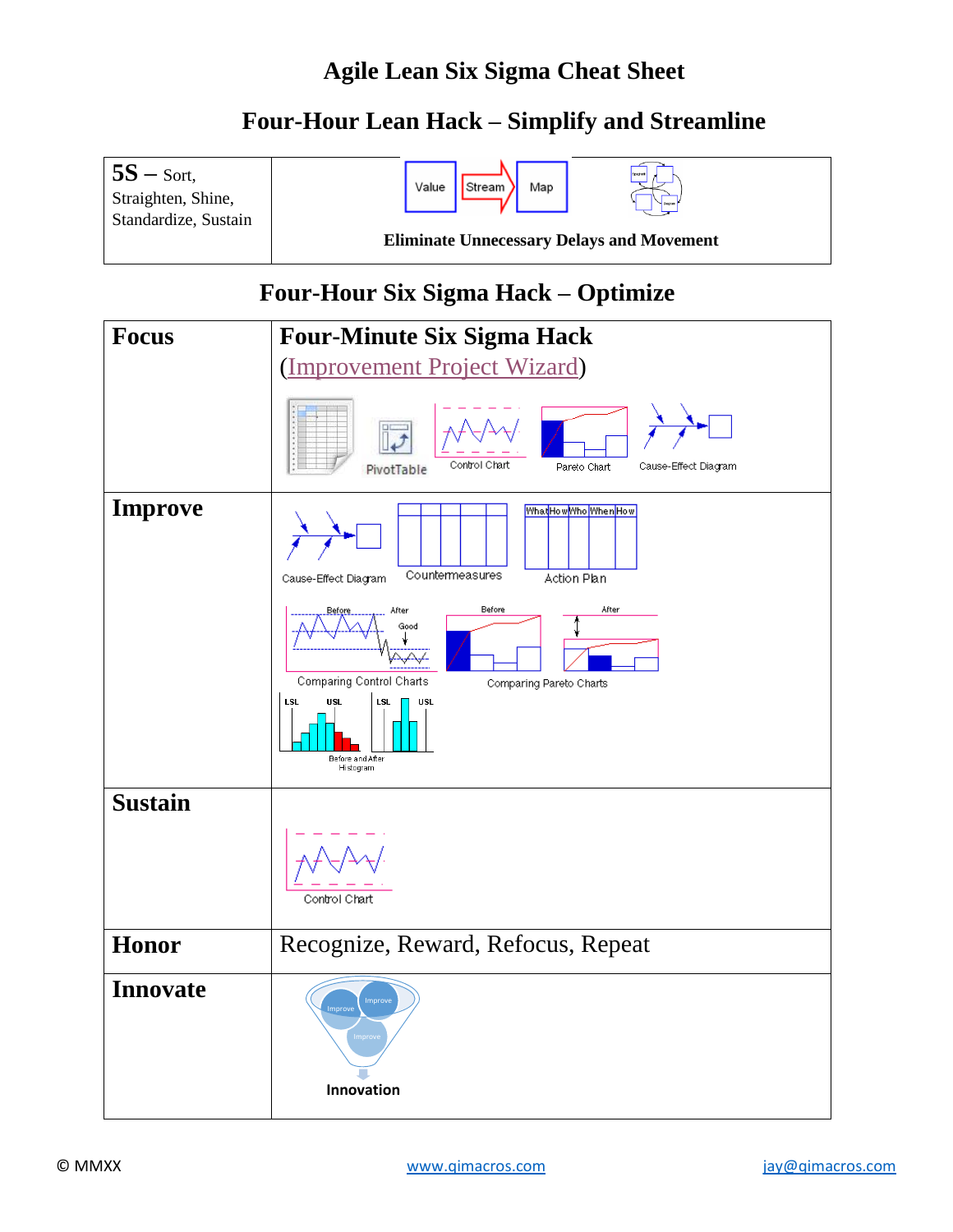# Agile Lean Six Sigma Cheat Sheet

## Four-Hour Lean Hack – Simplify and Streamline

| | |
|---|---|
| **5S** – Sort, Straighten, Shine, Standardize, Sustain | Value Stream Map<br>**Eliminate Unnecessary Delays and Movement** |

## Four-Hour Six Sigma Hack – Optimize

| | |
|---|---|
| **Focus** | **Four-Minute Six Sigma Hack** (Improvement Project Wizard)<br>PivotTable Control Chart Pareto Chart Cause-Effect Diagram |
| **Improve** | Cause-Effect Diagram Countermeasures Action Plan (What How Who When How)<br>Comparing Control Charts (Before, After, Good) Comparing Pareto Charts (Before, After)<br>Before and After Histogram (LSL, USL) |
| **Sustain** | Control Chart |
| **Honor** | Recognize, Reward, Refocus, Repeat |
| **Innovate** | Improve Improve Improve<br>**Innovation** |

© MMXX www.qimacros.com jay@qimacros.com